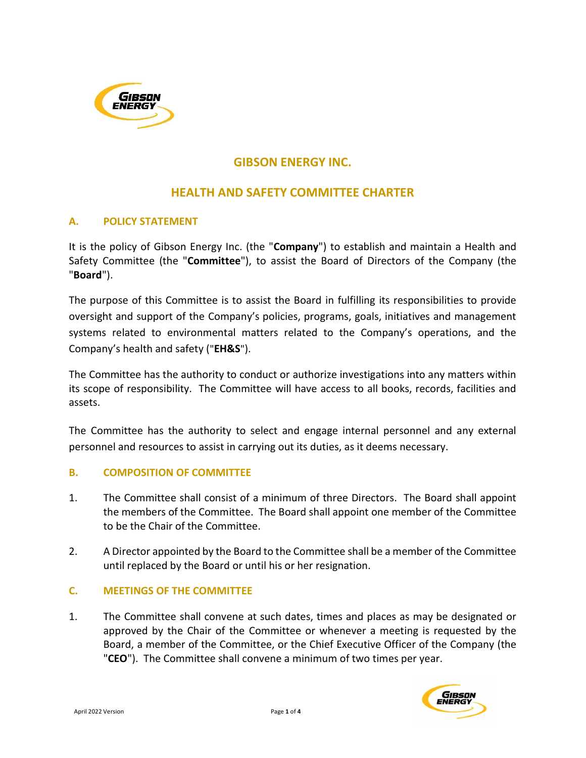# GIBSON ENERGY INC.

# HEALTH AND SAFETY COMMITTEE CHARTER

## A. POLICY STATEMENT

It is the policy of Gibson Energy Inc. (the "**Company**") to establish and maintain a Health and Safety Committee (the "**Committee**"), to assist the Board of Directors of the Company (the "**Board**").

The purpose of this Committee is to assist the Board in fulfilling its responsibilities to provide oversight and support of the Company's policies, programs, goals, initiatives and management systems related to environmental matters related to the Company's operations, and the Company's health and safety ("**EH&S**").

The Committee has the authority to conduct or authorize investigations into any matters within its scope of responsibility. The Committee will have access to all books, records, facilities and assets.

The Committee has the authority to select and engage internal personnel and any external personnel and resources to assist in carrying out its duties, as it deems necessary.

## B. COMPOSITION OF COMMITTEE

1. The Committee shall consist of a minimum of three Directors. The Board shall appoint the members of the Committee. The Board shall appoint one member of the Committee to be the Chair of the Committee.

2. A Director appointed by the Board to the Committee shall be a member of the Committee until replaced by the Board or until his or her resignation.

## C. MEETINGS OF THE COMMITTEE

1. The Committee shall convene at such dates, times and places as may be designated or approved by the Chair of the Committee or whenever a meeting is requested by the Board, a member of the Committee, or the Chief Executive Officer of the Company (the "**CEO**"). The Committee shall convene a minimum of two times per year.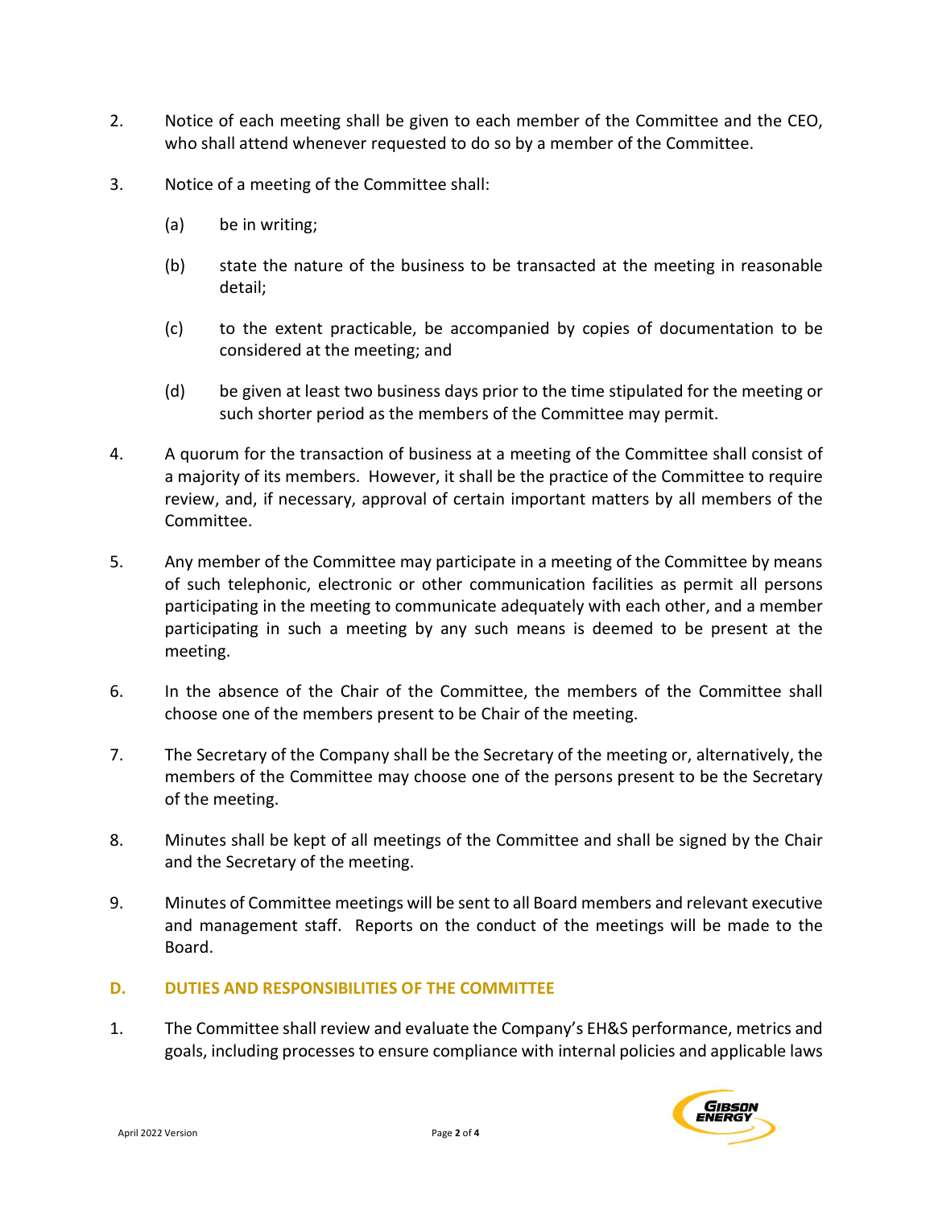2. Notice of each meeting shall be given to each member of the Committee and the CEO, who shall attend whenever requested to do so by a member of the Committee.

3. Notice of a meeting of the Committee shall:

   (a) be in writing;

   (b) state the nature of the business to be transacted at the meeting in reasonable detail;

   (c) to the extent practicable, be accompanied by copies of documentation to be considered at the meeting; and

   (d) be given at least two business days prior to the time stipulated for the meeting or such shorter period as the members of the Committee may permit.

4. A quorum for the transaction of business at a meeting of the Committee shall consist of a majority of its members. However, it shall be the practice of the Committee to require review, and, if necessary, approval of certain important matters by all members of the Committee.

5. Any member of the Committee may participate in a meeting of the Committee by means of such telephonic, electronic or other communication facilities as permit all persons participating in the meeting to communicate adequately with each other, and a member participating in such a meeting by any such means is deemed to be present at the meeting.

6. In the absence of the Chair of the Committee, the members of the Committee shall choose one of the members present to be Chair of the meeting.

7. The Secretary of the Company shall be the Secretary of the meeting or, alternatively, the members of the Committee may choose one of the persons present to be the Secretary of the meeting.

8. Minutes shall be kept of all meetings of the Committee and shall be signed by the Chair and the Secretary of the meeting.

9. Minutes of Committee meetings will be sent to all Board members and relevant executive and management staff. Reports on the conduct of the meetings will be made to the Board.

## D. DUTIES AND RESPONSIBILITIES OF THE COMMITTEE

1. The Committee shall review and evaluate the Company's EH&S performance, metrics and goals, including processes to ensure compliance with internal policies and applicable laws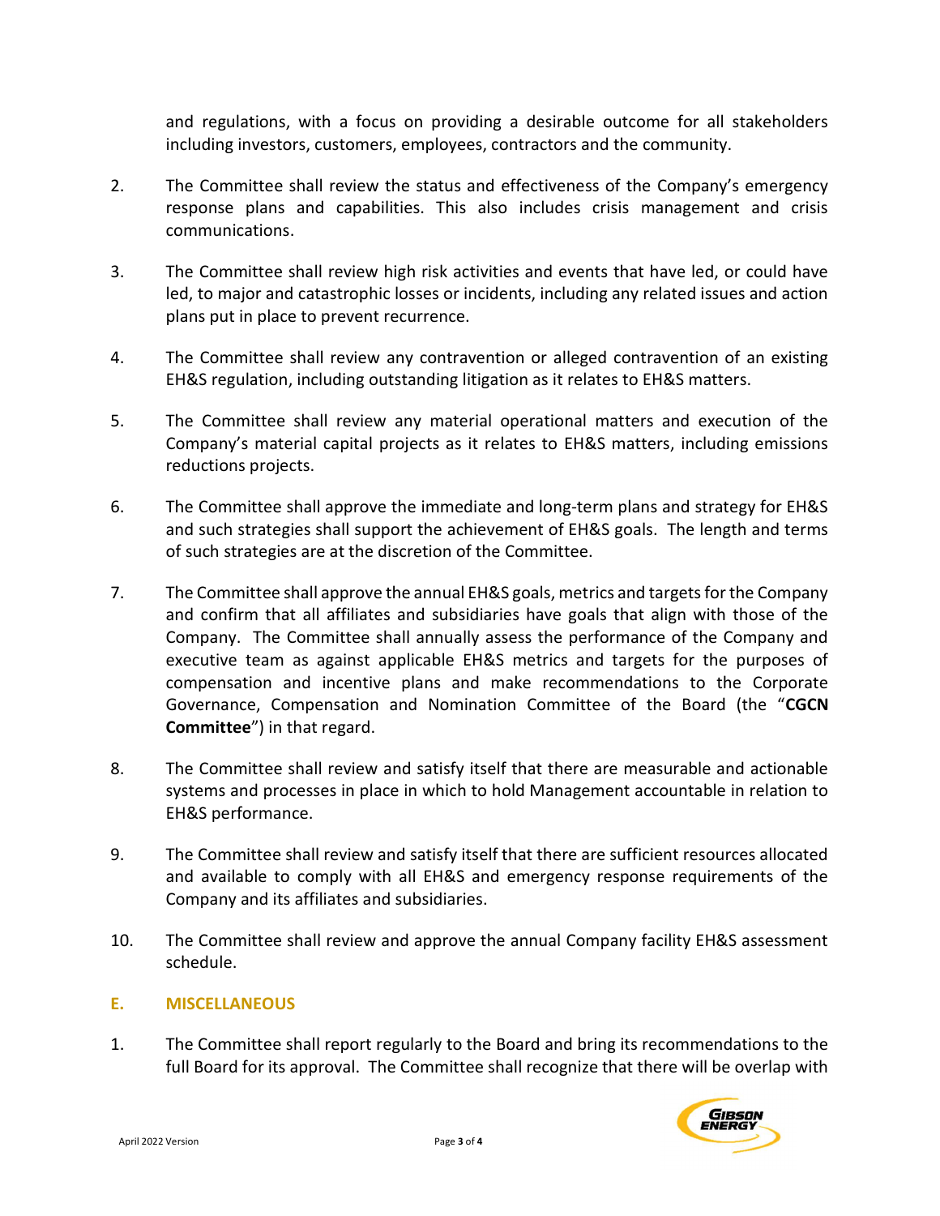and regulations, with a focus on providing a desirable outcome for all stakeholders including investors, customers, employees, contractors and the community.

2. The Committee shall review the status and effectiveness of the Company's emergency response plans and capabilities. This also includes crisis management and crisis communications.

3. The Committee shall review high risk activities and events that have led, or could have led, to major and catastrophic losses or incidents, including any related issues and action plans put in place to prevent recurrence.

4. The Committee shall review any contravention or alleged contravention of an existing EH&S regulation, including outstanding litigation as it relates to EH&S matters.

5. The Committee shall review any material operational matters and execution of the Company's material capital projects as it relates to EH&S matters, including emissions reductions projects.

6. The Committee shall approve the immediate and long-term plans and strategy for EH&S and such strategies shall support the achievement of EH&S goals. The length and terms of such strategies are at the discretion of the Committee.

7. The Committee shall approve the annual EH&S goals, metrics and targets for the Company and confirm that all affiliates and subsidiaries have goals that align with those of the Company. The Committee shall annually assess the performance of the Company and executive team as against applicable EH&S metrics and targets for the purposes of compensation and incentive plans and make recommendations to the Corporate Governance, Compensation and Nomination Committee of the Board (the "**CGCN Committee**") in that regard.

8. The Committee shall review and satisfy itself that there are measurable and actionable systems and processes in place in which to hold Management accountable in relation to EH&S performance.

9. The Committee shall review and satisfy itself that there are sufficient resources allocated and available to comply with all EH&S and emergency response requirements of the Company and its affiliates and subsidiaries.

10. The Committee shall review and approve the annual Company facility EH&S assessment schedule.

## E. MISCELLANEOUS

1. The Committee shall report regularly to the Board and bring its recommendations to the full Board for its approval. The Committee shall recognize that there will be overlap with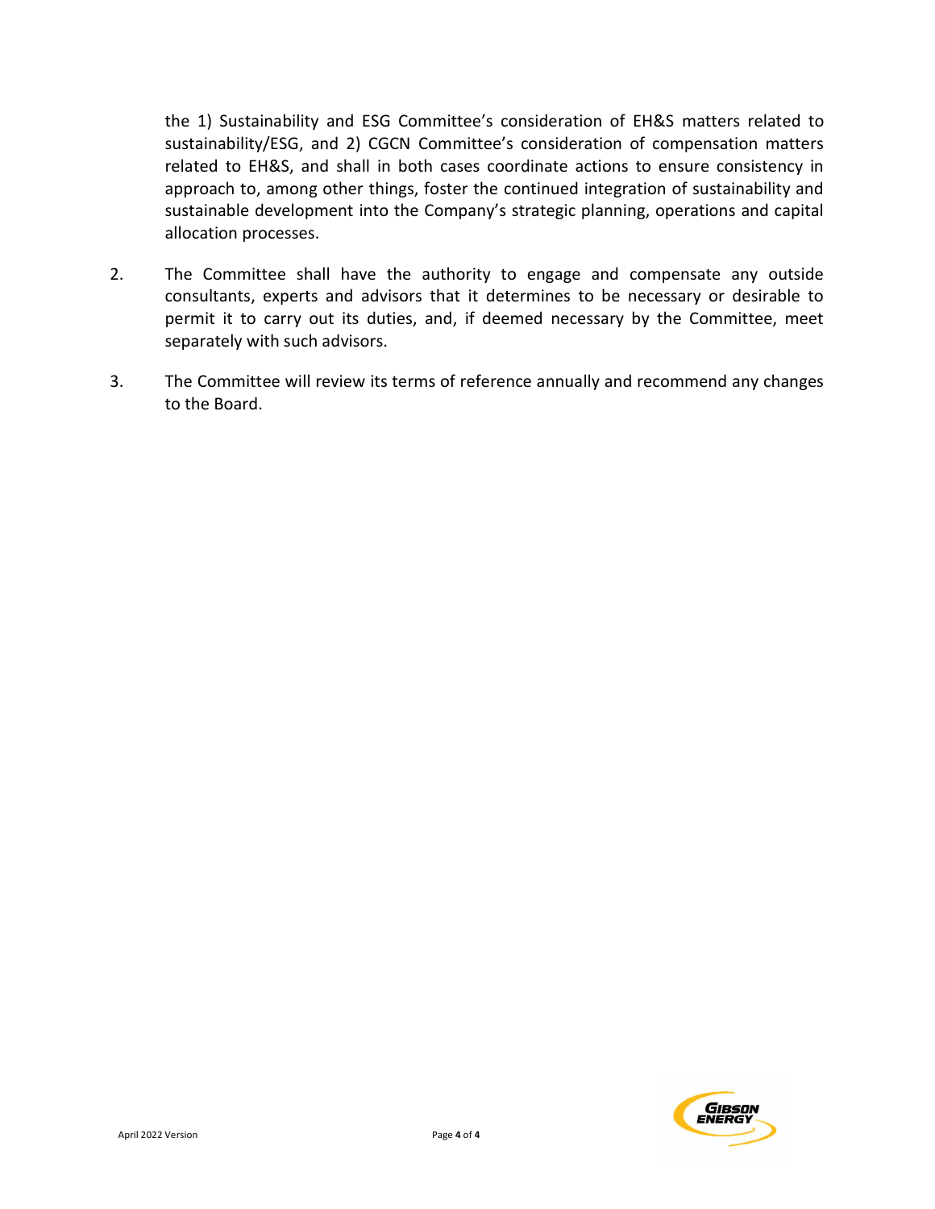the 1) Sustainability and ESG Committee's consideration of EH&S matters related to sustainability/ESG, and 2) CGCN Committee's consideration of compensation matters related to EH&S, and shall in both cases coordinate actions to ensure consistency in approach to, among other things, foster the continued integration of sustainability and sustainable development into the Company's strategic planning, operations and capital allocation processes.

2. The Committee shall have the authority to engage and compensate any outside consultants, experts and advisors that it determines to be necessary or desirable to permit it to carry out its duties, and, if deemed necessary by the Committee, meet separately with such advisors.

3. The Committee will review its terms of reference annually and recommend any changes to the Board.